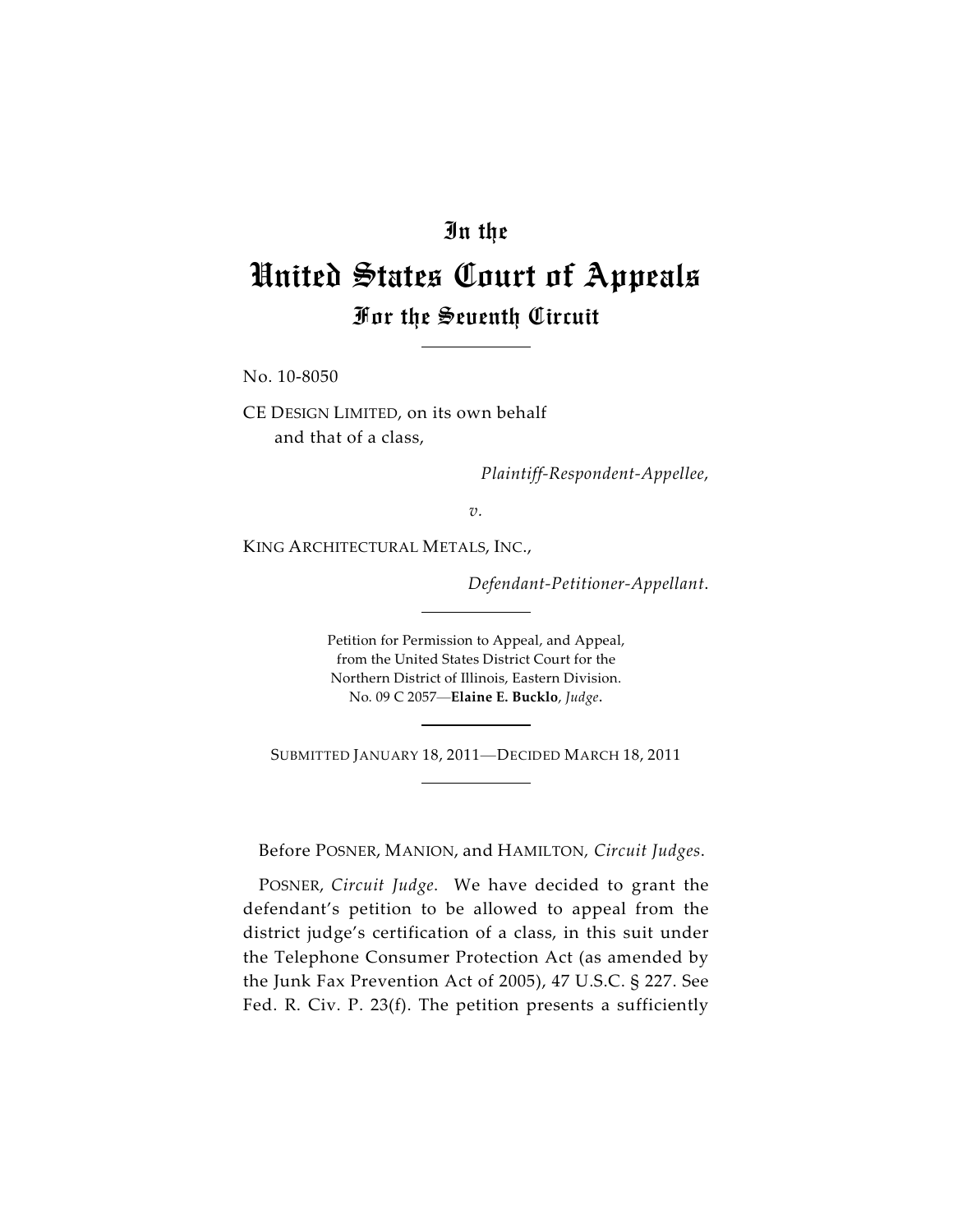# In the

# United States Court of Appeals

## For the Seventh Circuit

No. 10-8050

CE DESIGN LIMITED, on its own behalf
and that of a class,

*Plaintiff-Respondent-Appellee,*

*v.*

KING ARCHITECTURAL METALS, INC.,

*Defendant-Petitioner-Appellant.*

Petition for Permission to Appeal, and Appeal,
from the United States District Court for the
Northern District of Illinois, Eastern Division.
No. 09 C 2057—**Elaine E. Bucklo**, *Judge*.

SUBMITTED JANUARY 18, 2011—DECIDED MARCH 18, 2011

Before POSNER, MANION, and HAMILTON, *Circuit Judges*.

POSNER, *Circuit Judge*. We have decided to grant the defendant's petition to be allowed to appeal from the district judge's certification of a class, in this suit under the Telephone Consumer Protection Act (as amended by the Junk Fax Prevention Act of 2005), 47 U.S.C. § 227. See Fed. R. Civ. P. 23(f). The petition presents a sufficiently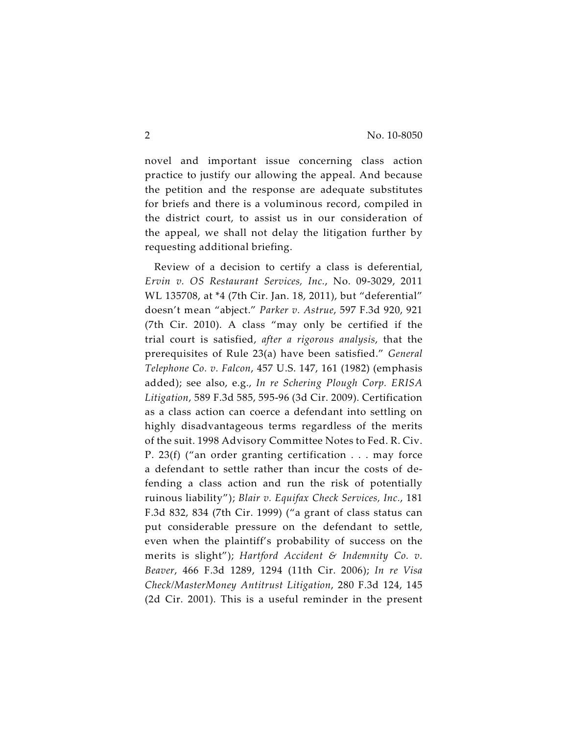novel and important issue concerning class action practice to justify our allowing the appeal. And because the petition and the response are adequate substitutes for briefs and there is a voluminous record, compiled in the district court, to assist us in our consideration of the appeal, we shall not delay the litigation further by requesting additional briefing.

Review of a decision to certify a class is deferential, *Ervin v. OS Restaurant Services, Inc.*, No. 09-3029, 2011 WL 135708, at *4 (7th Cir. Jan. 18, 2011), but "deferential" doesn't mean "abject." *Parker v. Astrue*, 597 F.3d 920, 921 (7th Cir. 2010). A class "may only be certified if the trial court is satisfied, *after a rigorous analysis*, that the prerequisites of Rule 23(a) have been satisfied." *General Telephone Co. v. Falcon*, 457 U.S. 147, 161 (1982) (emphasis added); see also, e.g., *In re Schering Plough Corp. ERISA Litigation*, 589 F.3d 585, 595-96 (3d Cir. 2009). Certification as a class action can coerce a defendant into settling on highly disadvantageous terms regardless of the merits of the suit. 1998 Advisory Committee Notes to Fed. R. Civ. P. 23(f) ("an order granting certification . . . may force a defendant to settle rather than incur the costs of defending a class action and run the risk of potentially ruinous liability"); *Blair v. Equifax Check Services, Inc.*, 181 F.3d 832, 834 (7th Cir. 1999) ("a grant of class status can put considerable pressure on the defendant to settle, even when the plaintiff's probability of success on the merits is slight"); *Hartford Accident & Indemnity Co. v. Beaver*, 466 F.3d 1289, 1294 (11th Cir. 2006); *In re Visa Check/MasterMoney Antitrust Litigation*, 280 F.3d 124, 145 (2d Cir. 2001). This is a useful reminder in the present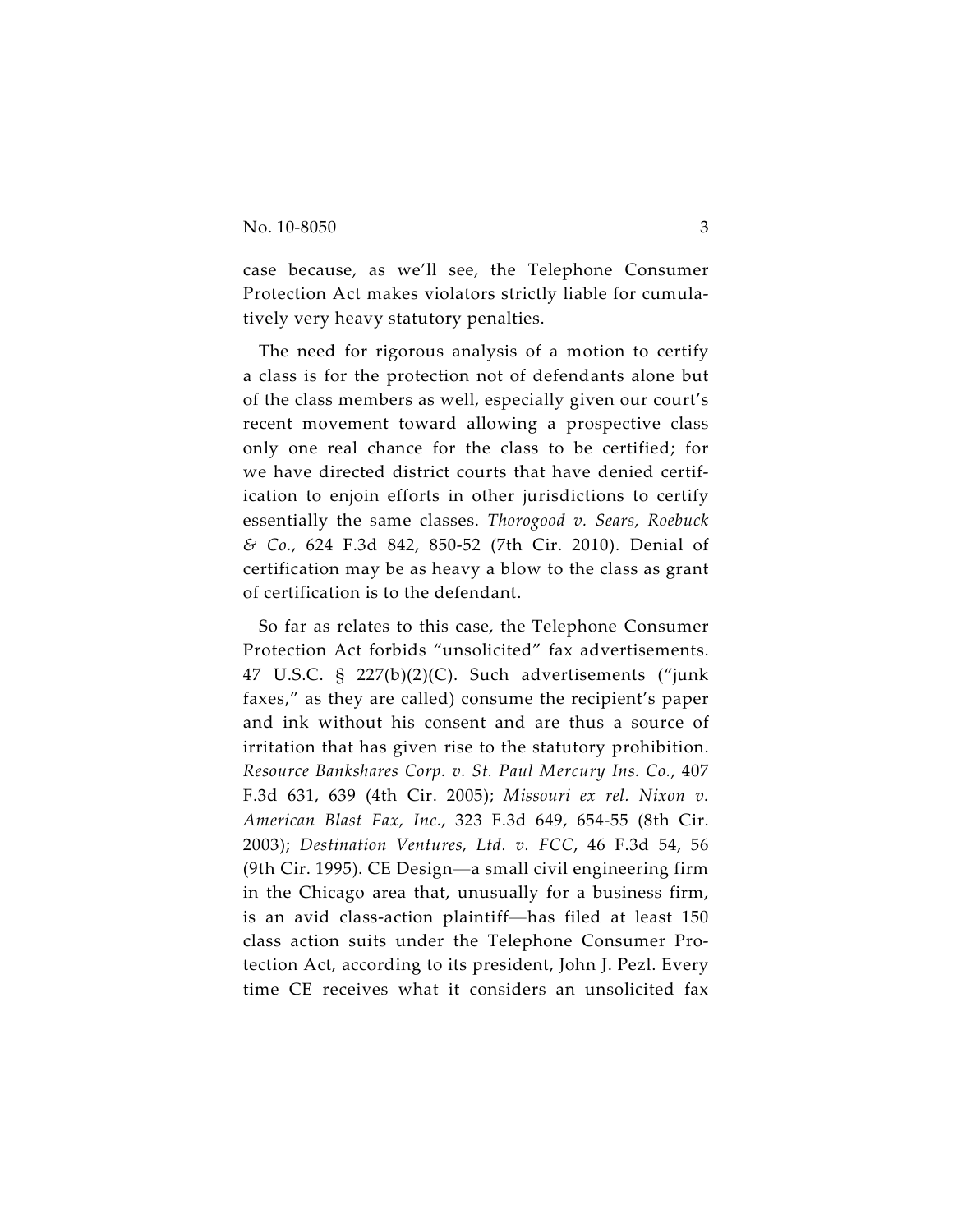case because, as we'll see, the Telephone Consumer Protection Act makes violators strictly liable for cumulatively very heavy statutory penalties.

The need for rigorous analysis of a motion to certify a class is for the protection not of defendants alone but of the class members as well, especially given our court's recent movement toward allowing a prospective class only one real chance for the class to be certified; for we have directed district courts that have denied certification to enjoin efforts in other jurisdictions to certify essentially the same classes. *Thorogood v. Sears, Roebuck & Co.*, 624 F.3d 842, 850-52 (7th Cir. 2010). Denial of certification may be as heavy a blow to the class as grant of certification is to the defendant.

So far as relates to this case, the Telephone Consumer Protection Act forbids "unsolicited" fax advertisements. 47 U.S.C. § 227(b)(2)(C). Such advertisements ("junk faxes," as they are called) consume the recipient's paper and ink without his consent and are thus a source of irritation that has given rise to the statutory prohibition. *Resource Bankshares Corp. v. St. Paul Mercury Ins. Co.*, 407 F.3d 631, 639 (4th Cir. 2005); *Missouri ex rel. Nixon v. American Blast Fax, Inc.*, 323 F.3d 649, 654-55 (8th Cir. 2003); *Destination Ventures, Ltd. v. FCC*, 46 F.3d 54, 56 (9th Cir. 1995). CE Design—a small civil engineering firm in the Chicago area that, unusually for a business firm, is an avid class-action plaintiff—has filed at least 150 class action suits under the Telephone Consumer Protection Act, according to its president, John J. Pezl. Every time CE receives what it considers an unsolicited fax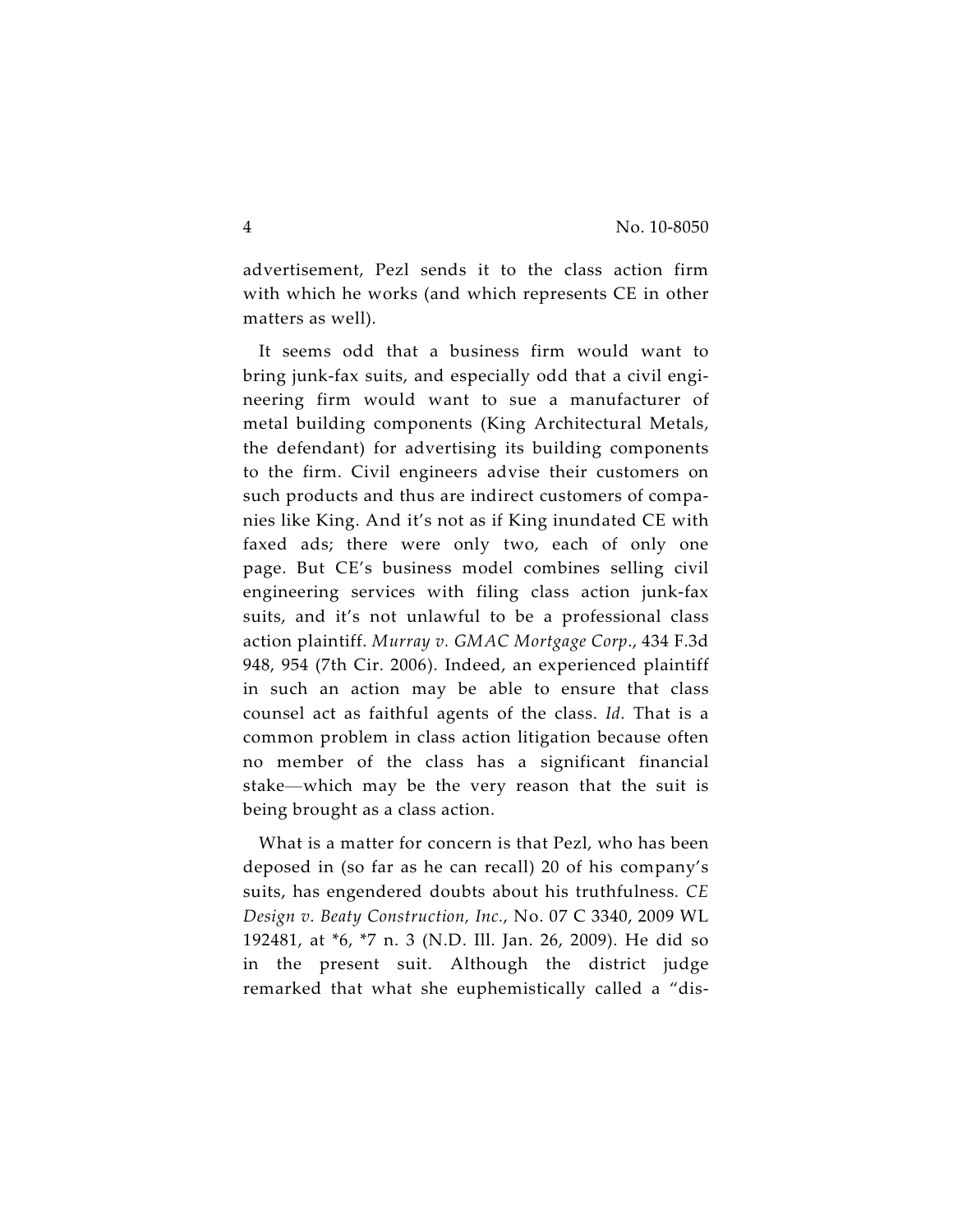advertisement, Pezl sends it to the class action firm with which he works (and which represents CE in other matters as well).

It seems odd that a business firm would want to bring junk-fax suits, and especially odd that a civil engineering firm would want to sue a manufacturer of metal building components (King Architectural Metals, the defendant) for advertising its building components to the firm. Civil engineers advise their customers on such products and thus are indirect customers of companies like King. And it's not as if King inundated CE with faxed ads; there were only two, each of only one page. But CE's business model combines selling civil engineering services with filing class action junk-fax suits, and it's not unlawful to be a professional class action plaintiff. *Murray v. GMAC Mortgage Corp.*, 434 F.3d 948, 954 (7th Cir. 2006). Indeed, an experienced plaintiff in such an action may be able to ensure that class counsel act as faithful agents of the class. *Id.* That is a common problem in class action litigation because often no member of the class has a significant financial stake—which may be the very reason that the suit is being brought as a class action.

What is a matter for concern is that Pezl, who has been deposed in (so far as he can recall) 20 of his company's suits, has engendered doubts about his truthfulness. *CE Design v. Beaty Construction, Inc.*, No. 07 C 3340, 2009 WL 192481, at *6, *7 n. 3 (N.D. Ill. Jan. 26, 2009). He did so in the present suit. Although the district judge remarked that what she euphemistically called a "dis-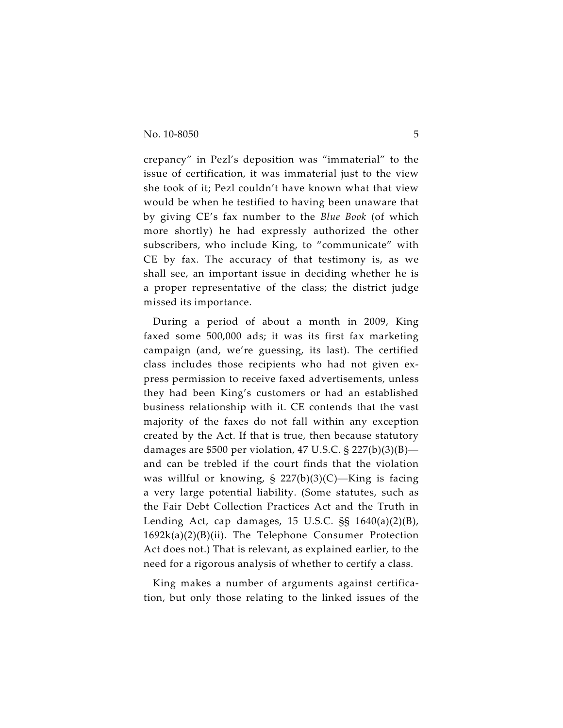crepancy" in Pezl's deposition was "immaterial" to the issue of certification, it was immaterial just to the view she took of it; Pezl couldn't have known what that view would be when he testified to having been unaware that by giving CE's fax number to the *Blue Book* (of which more shortly) he had expressly authorized the other subscribers, who include King, to "communicate" with CE by fax. The accuracy of that testimony is, as we shall see, an important issue in deciding whether he is a proper representative of the class; the district judge missed its importance.

During a period of about a month in 2009, King faxed some 500,000 ads; it was its first fax marketing campaign (and, we're guessing, its last). The certified class includes those recipients who had not given express permission to receive faxed advertisements, unless they had been King's customers or had an established business relationship with it. CE contends that the vast majority of the faxes do not fall within any exception created by the Act. If that is true, then because statutory damages are $500 per violation, 47 U.S.C. § 227(b)(3)(B)—and can be trebled if the court finds that the violation was willful or knowing, § 227(b)(3)(C)—King is facing a very large potential liability. (Some statutes, such as the Fair Debt Collection Practices Act and the Truth in Lending Act, cap damages, 15 U.S.C. §§ 1640(a)(2)(B), 1692k(a)(2)(B)(ii). The Telephone Consumer Protection Act does not.) That is relevant, as explained earlier, to the need for a rigorous analysis of whether to certify a class.

King makes a number of arguments against certification, but only those relating to the linked issues of the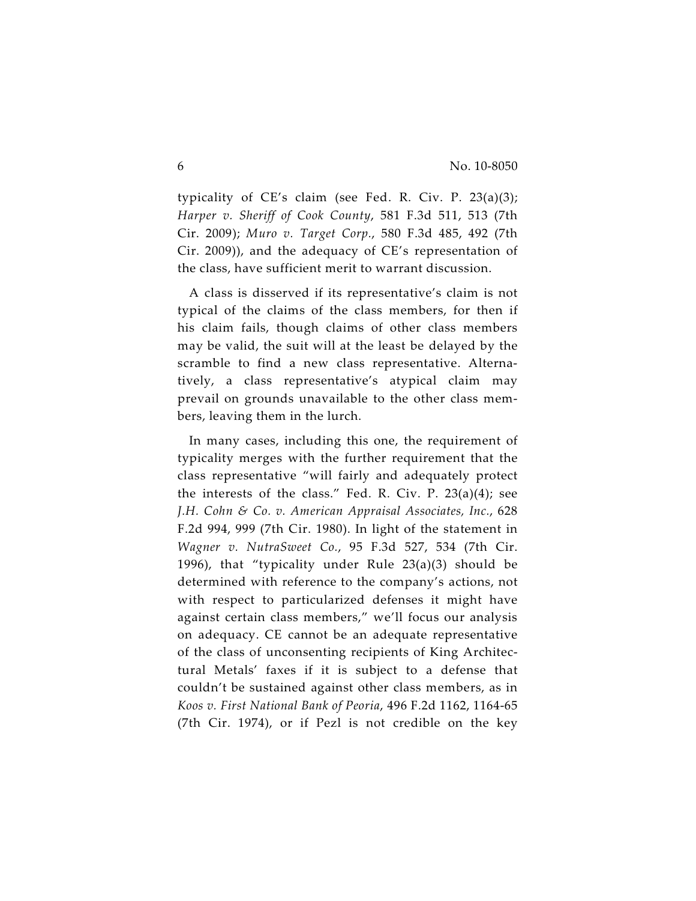typicality of CE's claim (see Fed. R. Civ. P. 23(a)(3); *Harper v. Sheriff of Cook County*, 581 F.3d 511, 513 (7th Cir. 2009); *Muro v. Target Corp.*, 580 F.3d 485, 492 (7th Cir. 2009)), and the adequacy of CE's representation of the class, have sufficient merit to warrant discussion.

A class is disserved if its representative's claim is not typical of the claims of the class members, for then if his claim fails, though claims of other class members may be valid, the suit will at the least be delayed by the scramble to find a new class representative. Alternatively, a class representative's atypical claim may prevail on grounds unavailable to the other class members, leaving them in the lurch.

In many cases, including this one, the requirement of typicality merges with the further requirement that the class representative "will fairly and adequately protect the interests of the class." Fed. R. Civ. P. 23(a)(4); see *J.H. Cohn & Co. v. American Appraisal Associates, Inc.*, 628 F.2d 994, 999 (7th Cir. 1980). In light of the statement in *Wagner v. NutraSweet Co.*, 95 F.3d 527, 534 (7th Cir. 1996), that "typicality under Rule 23(a)(3) should be determined with reference to the company's actions, not with respect to particularized defenses it might have against certain class members," we'll focus our analysis on adequacy. CE cannot be an adequate representative of the class of unconsenting recipients of King Architectural Metals' faxes if it is subject to a defense that couldn't be sustained against other class members, as in *Koos v. First National Bank of Peoria*, 496 F.2d 1162, 1164-65 (7th Cir. 1974), or if Pezl is not credible on the key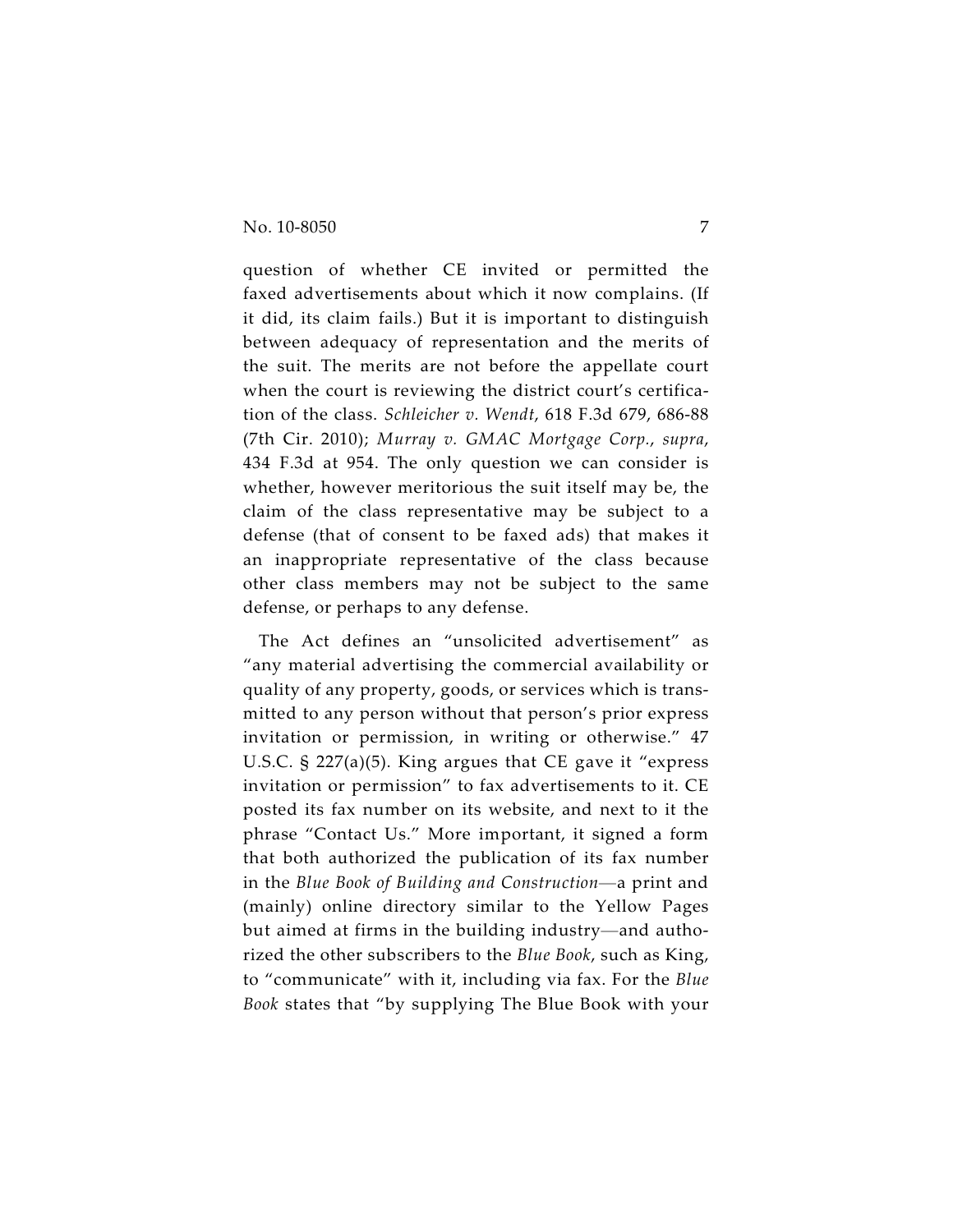question of whether CE invited or permitted the faxed advertisements about which it now complains. (If it did, its claim fails.) But it is important to distinguish between adequacy of representation and the merits of the suit. The merits are not before the appellate court when the court is reviewing the district court's certification of the class. *Schleicher v. Wendt*, 618 F.3d 679, 686-88 (7th Cir. 2010); *Murray v. GMAC Mortgage Corp.*, *supra*, 434 F.3d at 954. The only question we can consider is whether, however meritorious the suit itself may be, the claim of the class representative may be subject to a defense (that of consent to be faxed ads) that makes it an inappropriate representative of the class because other class members may not be subject to the same defense, or perhaps to any defense.

The Act defines an "unsolicited advertisement" as "any material advertising the commercial availability or quality of any property, goods, or services which is transmitted to any person without that person's prior express invitation or permission, in writing or otherwise." 47 U.S.C. § 227(a)(5). King argues that CE gave it "express invitation or permission" to fax advertisements to it. CE posted its fax number on its website, and next to it the phrase "Contact Us." More important, it signed a form that both authorized the publication of its fax number in the *Blue Book of Building and Construction*—a print and (mainly) online directory similar to the Yellow Pages but aimed at firms in the building industry—and authorized the other subscribers to the *Blue Book*, such as King, to "communicate" with it, including via fax. For the *Blue Book* states that "by supplying The Blue Book with your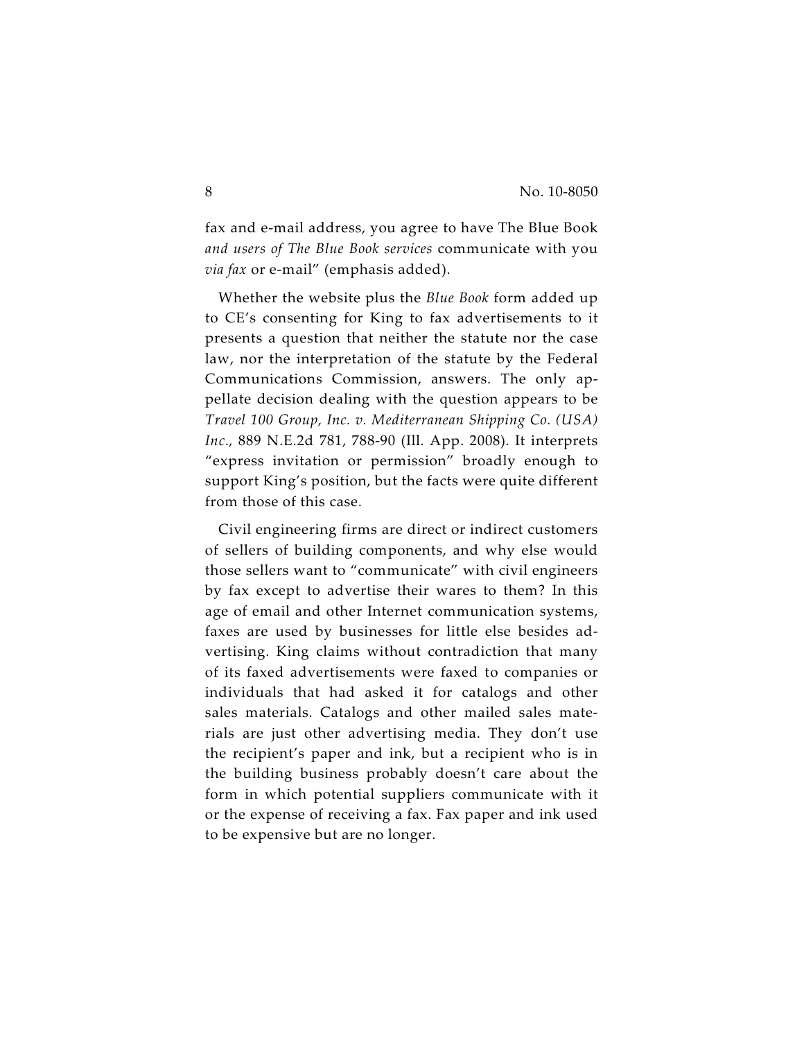fax and e-mail address, you agree to have The Blue Book *and users of The Blue Book services* communicate with you *via fax* or e-mail" (emphasis added).

Whether the website plus the *Blue Book* form added up to CE's consenting for King to fax advertisements to it presents a question that neither the statute nor the case law, nor the interpretation of the statute by the Federal Communications Commission, answers. The only appellate decision dealing with the question appears to be *Travel 100 Group, Inc. v. Mediterranean Shipping Co. (USA) Inc.*, 889 N.E.2d 781, 788-90 (Ill. App. 2008). It interprets "express invitation or permission" broadly enough to support King's position, but the facts were quite different from those of this case.

Civil engineering firms are direct or indirect customers of sellers of building components, and why else would those sellers want to "communicate" with civil engineers by fax except to advertise their wares to them? In this age of email and other Internet communication systems, faxes are used by businesses for little else besides advertising. King claims without contradiction that many of its faxed advertisements were faxed to companies or individuals that had asked it for catalogs and other sales materials. Catalogs and other mailed sales materials are just other advertising media. They don't use the recipient's paper and ink, but a recipient who is in the building business probably doesn't care about the form in which potential suppliers communicate with it or the expense of receiving a fax. Fax paper and ink used to be expensive but are no longer.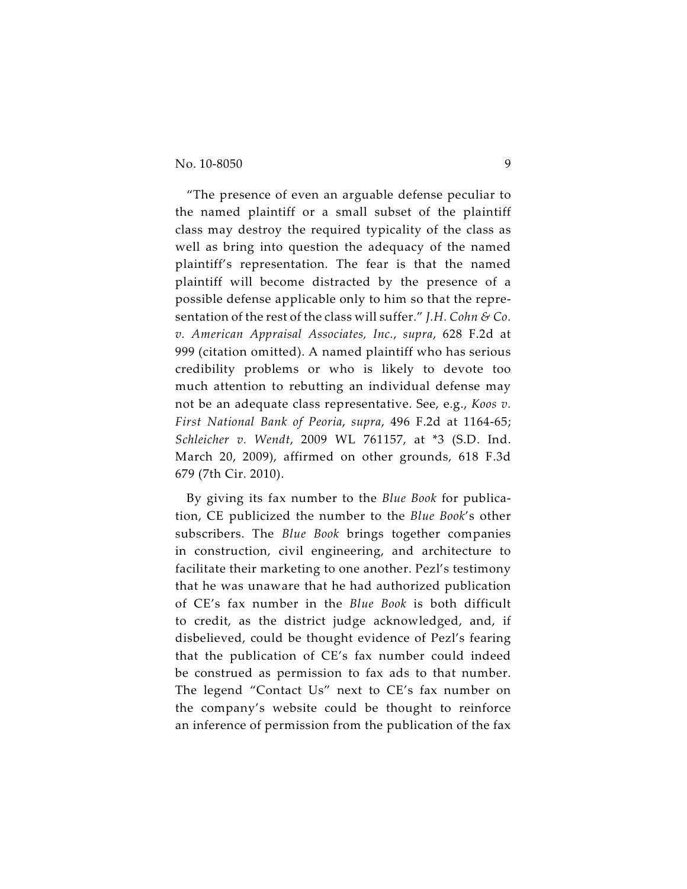"The presence of even an arguable defense peculiar to the named plaintiff or a small subset of the plaintiff class may destroy the required typicality of the class as well as bring into question the adequacy of the named plaintiff's representation. The fear is that the named plaintiff will become distracted by the presence of a possible defense applicable only to him so that the representation of the rest of the class will suffer." *J.H. Cohn & Co. v. American Appraisal Associates, Inc.*, *supra*, 628 F.2d at 999 (citation omitted). A named plaintiff who has serious credibility problems or who is likely to devote too much attention to rebutting an individual defense may not be an adequate class representative. See, e.g., *Koos v. First National Bank of Peoria*, *supra*, 496 F.2d at 1164-65; *Schleicher v. Wendt*, 2009 WL 761157, at *3 (S.D. Ind. March 20, 2009), affirmed on other grounds, 618 F.3d 679 (7th Cir. 2010).

By giving its fax number to the *Blue Book* for publication, CE publicized the number to the *Blue Book*'s other subscribers. The *Blue Book* brings together companies in construction, civil engineering, and architecture to facilitate their marketing to one another. Pezl's testimony that he was unaware that he had authorized publication of CE's fax number in the *Blue Book* is both difficult to credit, as the district judge acknowledged, and, if disbelieved, could be thought evidence of Pezl's fearing that the publication of CE's fax number could indeed be construed as permission to fax ads to that number. The legend "Contact Us" next to CE's fax number on the company's website could be thought to reinforce an inference of permission from the publication of the fax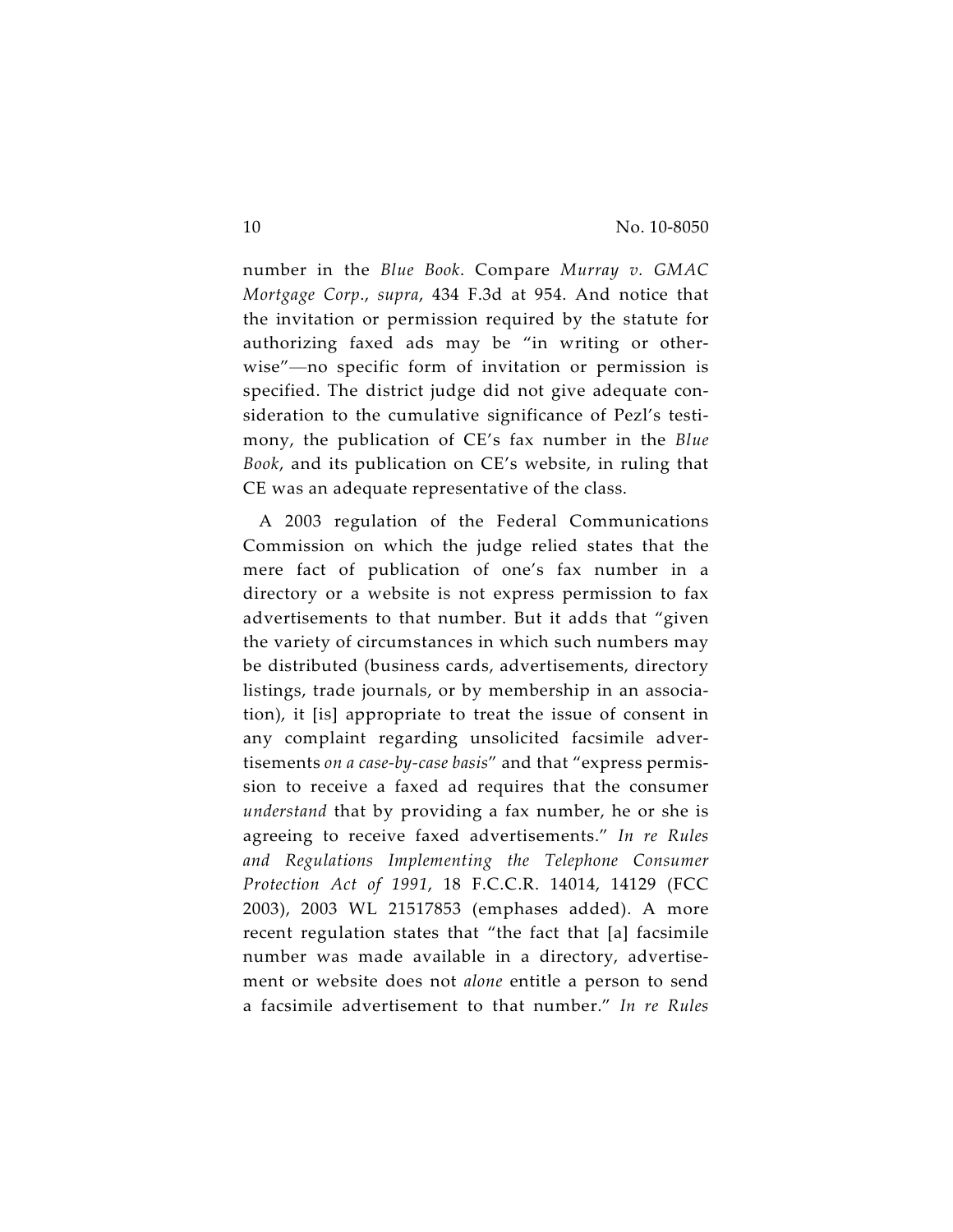number in the *Blue Book*. Compare *Murray v. GMAC Mortgage Corp.*, *supra*, 434 F.3d at 954. And notice that the invitation or permission required by the statute for authorizing faxed ads may be "in writing or otherwise"—no specific form of invitation or permission is specified. The district judge did not give adequate consideration to the cumulative significance of Pezl's testimony, the publication of CE's fax number in the *Blue Book*, and its publication on CE's website, in ruling that CE was an adequate representative of the class.

A 2003 regulation of the Federal Communications Commission on which the judge relied states that the mere fact of publication of one's fax number in a directory or a website is not express permission to fax advertisements to that number. But it adds that "given the variety of circumstances in which such numbers may be distributed (business cards, advertisements, directory listings, trade journals, or by membership in an association), it [is] appropriate to treat the issue of consent in any complaint regarding unsolicited facsimile advertisements *on a case-by-case basis*" and that "express permission to receive a faxed ad requires that the consumer *understand* that by providing a fax number, he or she is agreeing to receive faxed advertisements." *In re Rules and Regulations Implementing the Telephone Consumer Protection Act of 1991*, 18 F.C.C.R. 14014, 14129 (FCC 2003), 2003 WL 21517853 (emphases added). A more recent regulation states that "the fact that [a] facsimile number was made available in a directory, advertisement or website does not *alone* entitle a person to send a facsimile advertisement to that number." *In re Rules*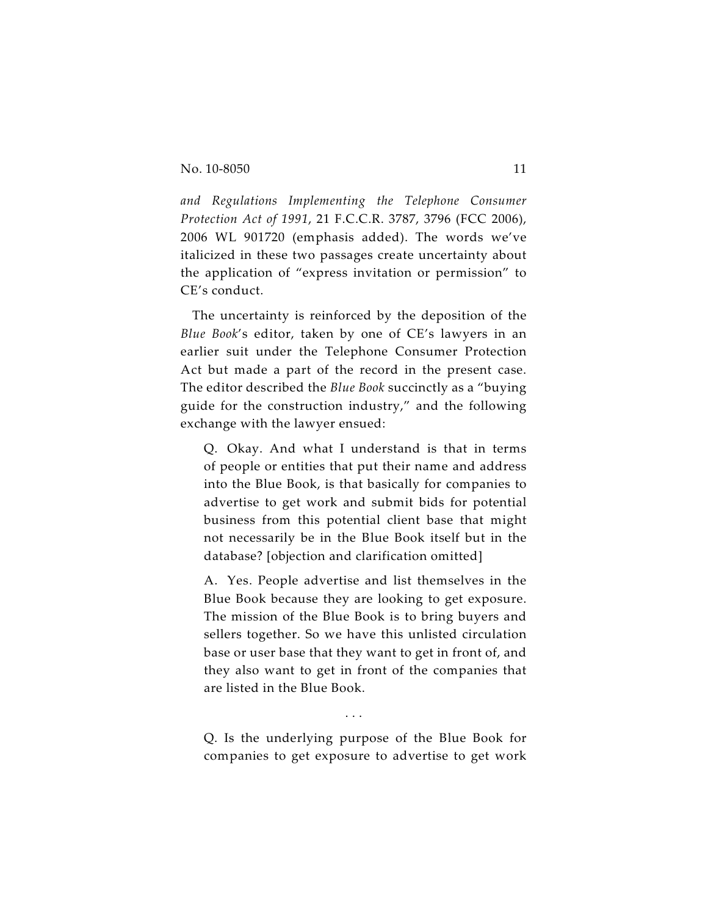*and Regulations Implementing the Telephone Consumer Protection Act of 1991*, 21 F.C.C.R. 3787, 3796 (FCC 2006), 2006 WL 901720 (emphasis added). The words we've italicized in these two passages create uncertainty about the application of "express invitation or permission" to CE's conduct.

The uncertainty is reinforced by the deposition of the *Blue Book*'s editor, taken by one of CE's lawyers in an earlier suit under the Telephone Consumer Protection Act but made a part of the record in the present case. The editor described the *Blue Book* succinctly as a "buying guide for the construction industry," and the following exchange with the lawyer ensued:

> Q. Okay. And what I understand is that in terms of people or entities that put their name and address into the Blue Book, is that basically for companies to advertise to get work and submit bids for potential business from this potential client base that might not necessarily be in the Blue Book itself but in the database? [objection and clarification omitted]
>
> A. Yes. People advertise and list themselves in the Blue Book because they are looking to get exposure. The mission of the Blue Book is to bring buyers and sellers together. So we have this unlisted circulation base or user base that they want to get in front of, and they also want to get in front of the companies that are listed in the Blue Book.
>
> . . .
>
> Q. Is the underlying purpose of the Blue Book for companies to get exposure to advertise to get work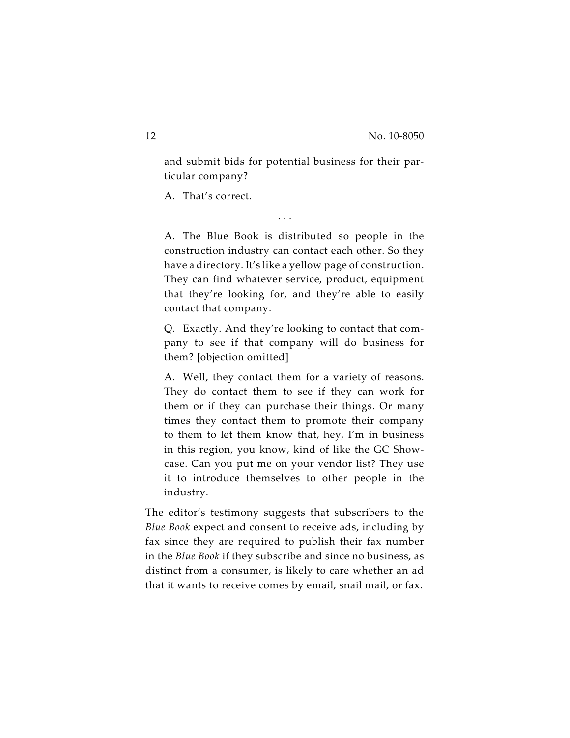and submit bids for potential business for their particular company?

A. That's correct.

. . .

A. The Blue Book is distributed so people in the construction industry can contact each other. So they have a directory. It's like a yellow page of construction. They can find whatever service, product, equipment that they're looking for, and they're able to easily contact that company.

Q. Exactly. And they're looking to contact that company to see if that company will do business for them? [objection omitted]

A. Well, they contact them for a variety of reasons. They do contact them to see if they can work for them or if they can purchase their things. Or many times they contact them to promote their company to them to let them know that, hey, I'm in business in this region, you know, kind of like the GC Showcase. Can you put me on your vendor list? They use it to introduce themselves to other people in the industry.

The editor's testimony suggests that subscribers to the *Blue Book* expect and consent to receive ads, including by fax since they are required to publish their fax number in the *Blue Book* if they subscribe and since no business, as distinct from a consumer, is likely to care whether an ad that it wants to receive comes by email, snail mail, or fax.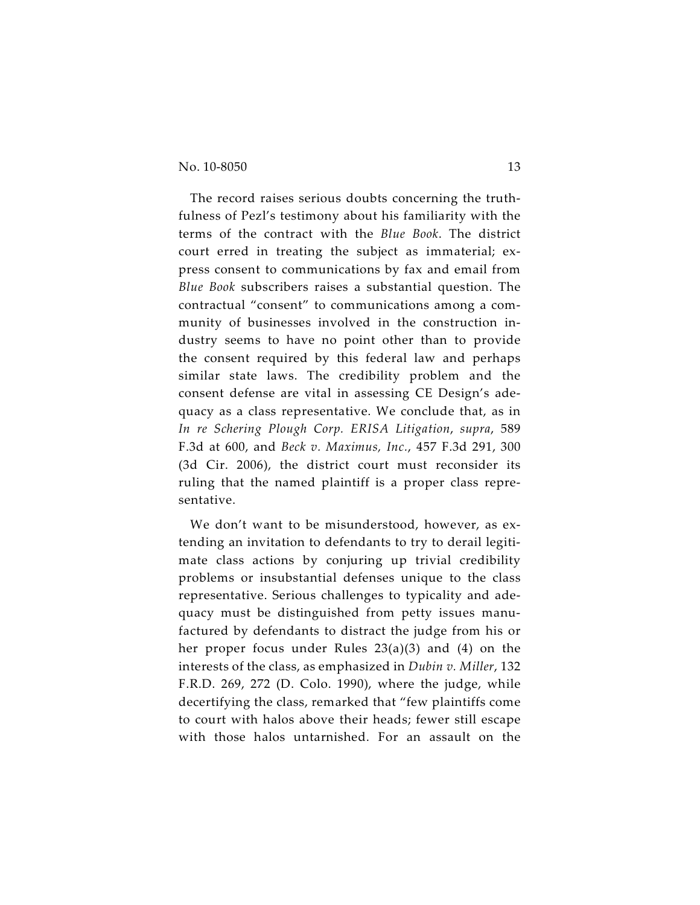The record raises serious doubts concerning the truthfulness of Pezl's testimony about his familiarity with the terms of the contract with the *Blue Book*. The district court erred in treating the subject as immaterial; express consent to communications by fax and email from *Blue Book* subscribers raises a substantial question. The contractual "consent" to communications among a community of businesses involved in the construction industry seems to have no point other than to provide the consent required by this federal law and perhaps similar state laws. The credibility problem and the consent defense are vital in assessing CE Design's adequacy as a class representative. We conclude that, as in *In re Schering Plough Corp. ERISA Litigation*, *supra*, 589 F.3d at 600, and *Beck v. Maximus, Inc.*, 457 F.3d 291, 300 (3d Cir. 2006), the district court must reconsider its ruling that the named plaintiff is a proper class representative.

We don't want to be misunderstood, however, as extending an invitation to defendants to try to derail legitimate class actions by conjuring up trivial credibility problems or insubstantial defenses unique to the class representative. Serious challenges to typicality and adequacy must be distinguished from petty issues manufactured by defendants to distract the judge from his or her proper focus under Rules 23(a)(3) and (4) on the interests of the class, as emphasized in *Dubin v. Miller*, 132 F.R.D. 269, 272 (D. Colo. 1990), where the judge, while decertifying the class, remarked that "few plaintiffs come to court with halos above their heads; fewer still escape with those halos untarnished. For an assault on the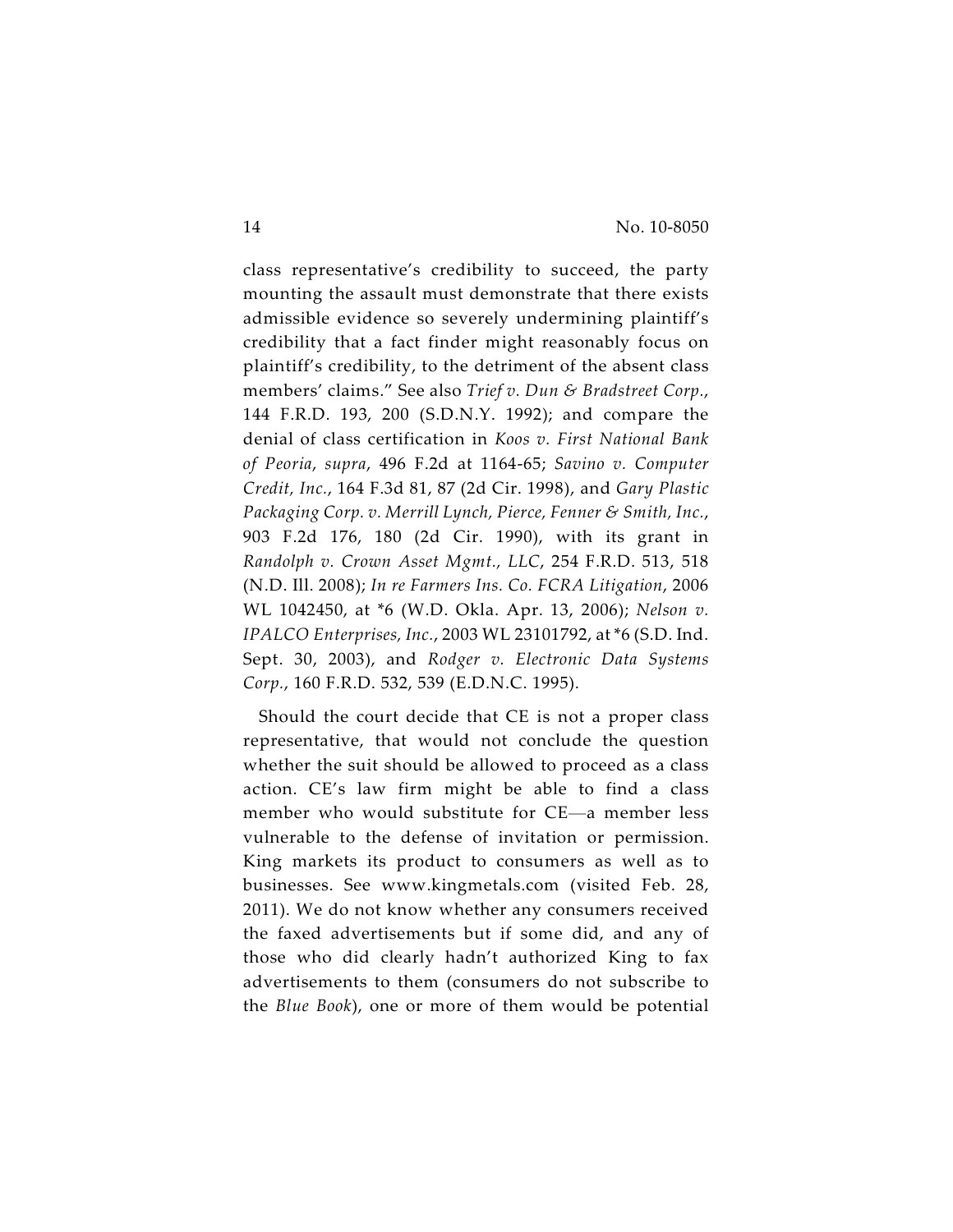class representative's credibility to succeed, the party mounting the assault must demonstrate that there exists admissible evidence so severely undermining plaintiff's credibility that a fact finder might reasonably focus on plaintiff's credibility, to the detriment of the absent class members' claims." See also *Trief v. Dun & Bradstreet Corp.*, 144 F.R.D. 193, 200 (S.D.N.Y. 1992); and compare the denial of class certification in *Koos v. First National Bank of Peoria*, *supra*, 496 F.2d at 1164-65; *Savino v. Computer Credit, Inc.*, 164 F.3d 81, 87 (2d Cir. 1998), and *Gary Plastic Packaging Corp. v. Merrill Lynch, Pierce, Fenner & Smith, Inc.*, 903 F.2d 176, 180 (2d Cir. 1990), with its grant in *Randolph v. Crown Asset Mgmt., LLC*, 254 F.R.D. 513, 518 (N.D. Ill. 2008); *In re Farmers Ins. Co. FCRA Litigation*, 2006 WL 1042450, at *6 (W.D. Okla. Apr. 13, 2006); *Nelson v. IPALCO Enterprises, Inc.*, 2003 WL 23101792, at *6 (S.D. Ind. Sept. 30, 2003), and *Rodger v. Electronic Data Systems Corp.*, 160 F.R.D. 532, 539 (E.D.N.C. 1995).

Should the court decide that CE is not a proper class representative, that would not conclude the question whether the suit should be allowed to proceed as a class action. CE's law firm might be able to find a class member who would substitute for CE—a member less vulnerable to the defense of invitation or permission. King markets its product to consumers as well as to businesses. See www.kingmetals.com (visited Feb. 28, 2011). We do not know whether any consumers received the faxed advertisements but if some did, and any of those who did clearly hadn't authorized King to fax advertisements to them (consumers do not subscribe to the *Blue Book*), one or more of them would be potential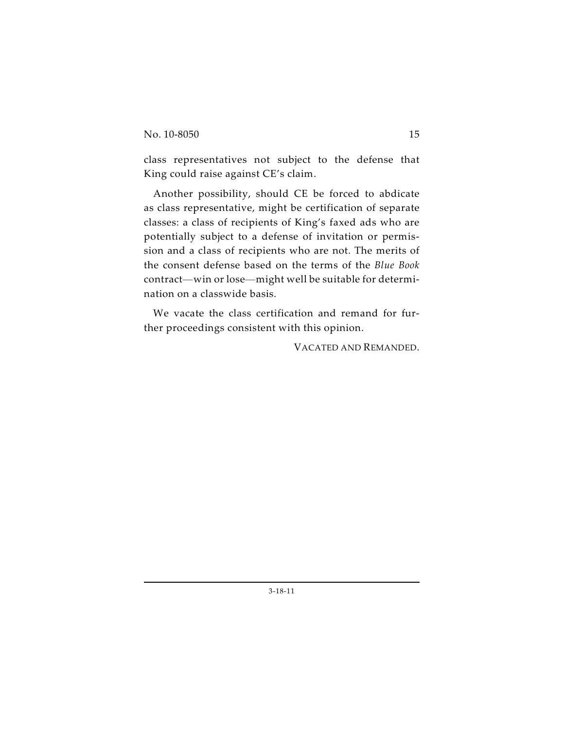class representatives not subject to the defense that King could raise against CE's claim.

Another possibility, should CE be forced to abdicate as class representative, might be certification of separate classes: a class of recipients of King's faxed ads who are potentially subject to a defense of invitation or permission and a class of recipients who are not. The merits of the consent defense based on the terms of the *Blue Book* contract—win or lose—might well be suitable for determination on a classwide basis.

We vacate the class certification and remand for further proceedings consistent with this opinion.

VACATED AND REMANDED.

3-18-11